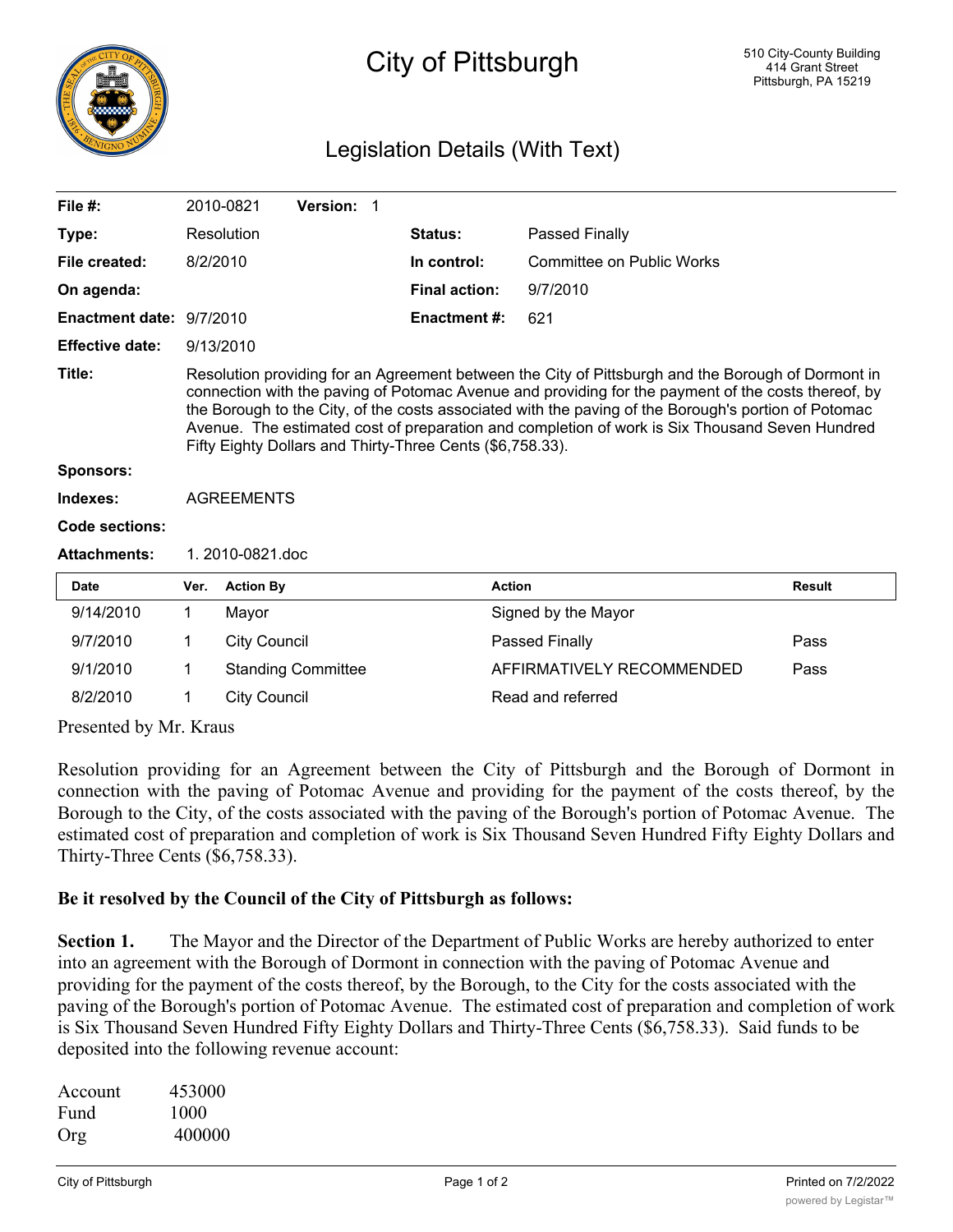# City of Pittsburgh

510 City-County Building
414 Grant Street
Pittsburgh, PA 15219

## Legislation Details (With Text)

| | | | |
|---|---|---|---|
| **File #:** | 2010-0821 **Version:** 1 | | |
| **Type:** | Resolution | **Status:** | Passed Finally |
| **File created:** | 8/2/2010 | **In control:** | Committee on Public Works |
| **On agenda:** | | **Final action:** | 9/7/2010 |
| **Enactment date:** | 9/7/2010 | **Enactment #:** | 621 |
| **Effective date:** | 9/13/2010 | | |

**Title:** Resolution providing for an Agreement between the City of Pittsburgh and the Borough of Dormont in connection with the paving of Potomac Avenue and providing for the payment of the costs thereof, by the Borough to the City, of the costs associated with the paving of the Borough's portion of Potomac Avenue. The estimated cost of preparation and completion of work is Six Thousand Seven Hundred Fifty Eighty Dollars and Thirty-Three Cents ($6,758.33).

**Sponsors:**

**Indexes:** AGREEMENTS

**Code sections:**

**Attachments:** 1. 2010-0821.doc

| Date | Ver. | Action By | Action | Result |
|---|---|---|---|---|
| 9/14/2010 | 1 | Mayor | Signed by the Mayor | |
| 9/7/2010 | 1 | City Council | Passed Finally | Pass |
| 9/1/2010 | 1 | Standing Committee | AFFIRMATIVELY RECOMMENDED | Pass |
| 8/2/2010 | 1 | City Council | Read and referred | |

Presented by Mr. Kraus

Resolution providing for an Agreement between the City of Pittsburgh and the Borough of Dormont in connection with the paving of Potomac Avenue and providing for the payment of the costs thereof, by the Borough to the City, of the costs associated with the paving of the Borough's portion of Potomac Avenue. The estimated cost of preparation and completion of work is Six Thousand Seven Hundred Fifty Eighty Dollars and Thirty-Three Cents ($6,758.33).

**Be it resolved by the Council of the City of Pittsburgh as follows:**

**Section 1.** The Mayor and the Director of the Department of Public Works are hereby authorized to enter into an agreement with the Borough of Dormont in connection with the paving of Potomac Avenue and providing for the payment of the costs thereof, by the Borough, to the City for the costs associated with the paving of the Borough's portion of Potomac Avenue. The estimated cost of preparation and completion of work is Six Thousand Seven Hundred Fifty Eighty Dollars and Thirty-Three Cents ($6,758.33). Said funds to be deposited into the following revenue account:

| | |
|---|---|
| Account | 453000 |
| Fund | 1000 |
| Org | 400000 |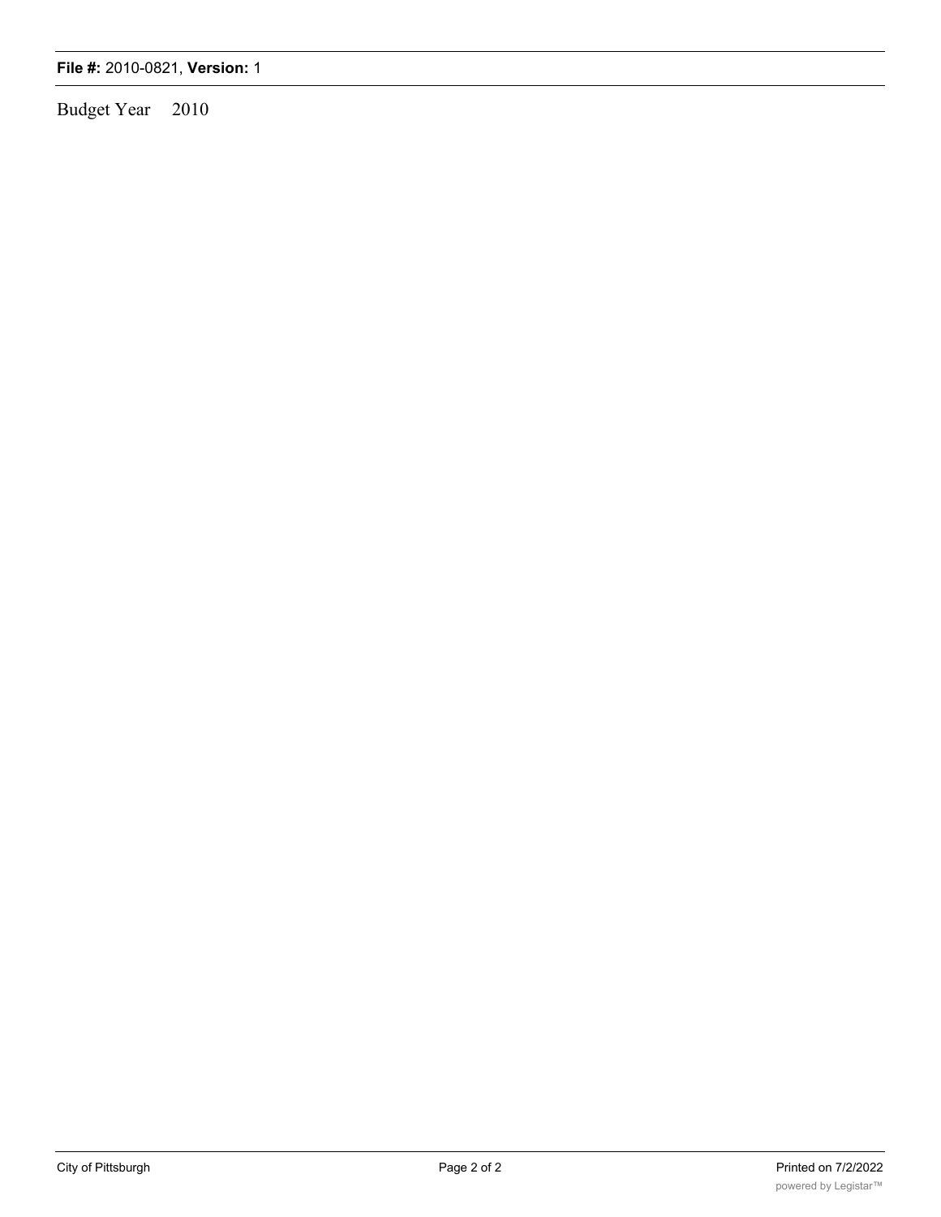Budget Year 2010